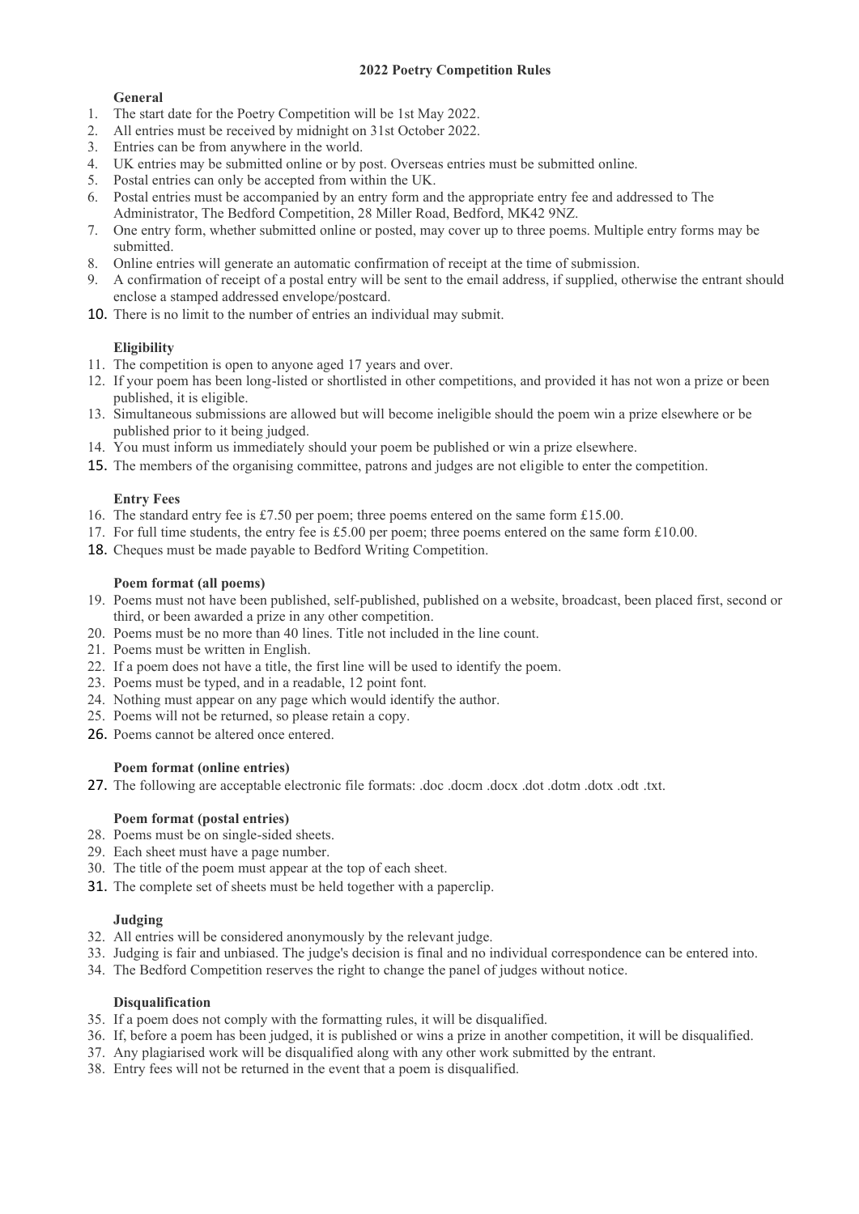# 2022 Poetry Competition Rules

### General

1. The start date for the Poetry Competition will be 1st May 2022.
2. All entries must be received by midnight on 31st October 2022.
3. Entries can be from anywhere in the world.
4. UK entries may be submitted online or by post. Overseas entries must be submitted online.
5. Postal entries can only be accepted from within the UK.
6. Postal entries must be accompanied by an entry form and the appropriate entry fee and addressed to The Administrator, The Bedford Competition, 28 Miller Road, Bedford, MK42 9NZ.
7. One entry form, whether submitted online or posted, may cover up to three poems. Multiple entry forms may be submitted.
8. Online entries will generate an automatic confirmation of receipt at the time of submission.
9. A confirmation of receipt of a postal entry will be sent to the email address, if supplied, otherwise the entrant should enclose a stamped addressed envelope/postcard.
10. There is no limit to the number of entries an individual may submit.

### Eligibility

11. The competition is open to anyone aged 17 years and over.
12. If your poem has been long-listed or shortlisted in other competitions, and provided it has not won a prize or been published, it is eligible.
13. Simultaneous submissions are allowed but will become ineligible should the poem win a prize elsewhere or be published prior to it being judged.
14. You must inform us immediately should your poem be published or win a prize elsewhere.
15. The members of the organising committee, patrons and judges are not eligible to enter the competition.

### Entry Fees

16. The standard entry fee is £7.50 per poem; three poems entered on the same form £15.00.
17. For full time students, the entry fee is £5.00 per poem; three poems entered on the same form £10.00.
18. Cheques must be made payable to Bedford Writing Competition.

### Poem format (all poems)

19. Poems must not have been published, self-published, published on a website, broadcast, been placed first, second or third, or been awarded a prize in any other competition.
20. Poems must be no more than 40 lines. Title not included in the line count.
21. Poems must be written in English.
22. If a poem does not have a title, the first line will be used to identify the poem.
23. Poems must be typed, and in a readable, 12 point font.
24. Nothing must appear on any page which would identify the author.
25. Poems will not be returned, so please retain a copy.
26. Poems cannot be altered once entered.

### Poem format (online entries)

27. The following are acceptable electronic file formats: .doc .docm .docx .dot .dotm .dotx .odt .txt.

### Poem format (postal entries)

28. Poems must be on single-sided sheets.
29. Each sheet must have a page number.
30. The title of the poem must appear at the top of each sheet.
31. The complete set of sheets must be held together with a paperclip.

### Judging

32. All entries will be considered anonymously by the relevant judge.
33. Judging is fair and unbiased. The judge's decision is final and no individual correspondence can be entered into.
34. The Bedford Competition reserves the right to change the panel of judges without notice.

### Disqualification

35. If a poem does not comply with the formatting rules, it will be disqualified.
36. If, before a poem has been judged, it is published or wins a prize in another competition, it will be disqualified.
37. Any plagiarised work will be disqualified along with any other work submitted by the entrant.
38. Entry fees will not be returned in the event that a poem is disqualified.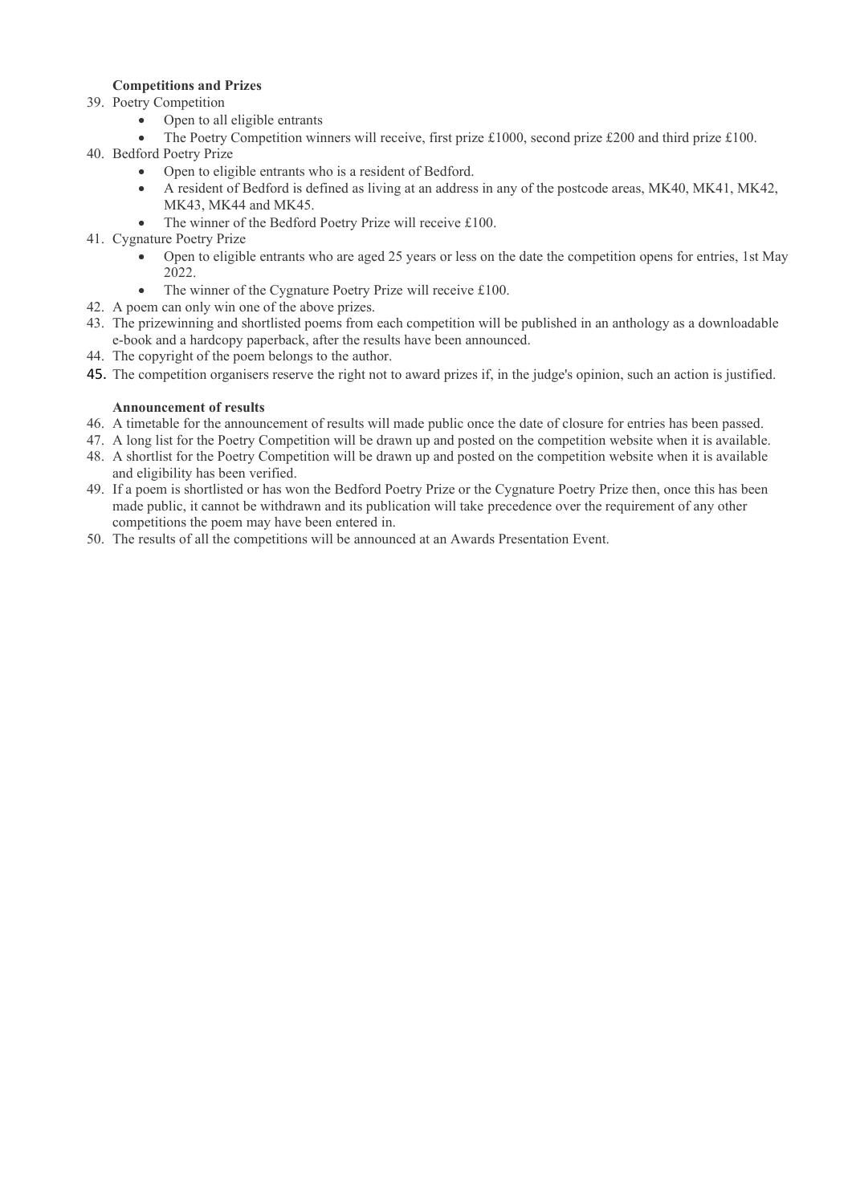**Competitions and Prizes**

39. Poetry Competition
    - Open to all eligible entrants
    - The Poetry Competition winners will receive, first prize £1000, second prize £200 and third prize £100.
40. Bedford Poetry Prize
    - Open to eligible entrants who is a resident of Bedford.
    - A resident of Bedford is defined as living at an address in any of the postcode areas, MK40, MK41, MK42, MK43, MK44 and MK45.
    - The winner of the Bedford Poetry Prize will receive £100.
41. Cygnature Poetry Prize
    - Open to eligible entrants who are aged 25 years or less on the date the competition opens for entries, 1st May 2022.
    - The winner of the Cygnature Poetry Prize will receive £100.
42. A poem can only win one of the above prizes.
43. The prizewinning and shortlisted poems from each competition will be published in an anthology as a downloadable e-book and a hardcopy paperback, after the results have been announced.
44. The copyright of the poem belongs to the author.
45. The competition organisers reserve the right not to award prizes if, in the judge's opinion, such an action is justified.

**Announcement of results**

46. A timetable for the announcement of results will made public once the date of closure for entries has been passed.
47. A long list for the Poetry Competition will be drawn up and posted on the competition website when it is available.
48. A shortlist for the Poetry Competition will be drawn up and posted on the competition website when it is available and eligibility has been verified.
49. If a poem is shortlisted or has won the Bedford Poetry Prize or the Cygnature Poetry Prize then, once this has been made public, it cannot be withdrawn and its publication will take precedence over the requirement of any other competitions the poem may have been entered in.
50. The results of all the competitions will be announced at an Awards Presentation Event.